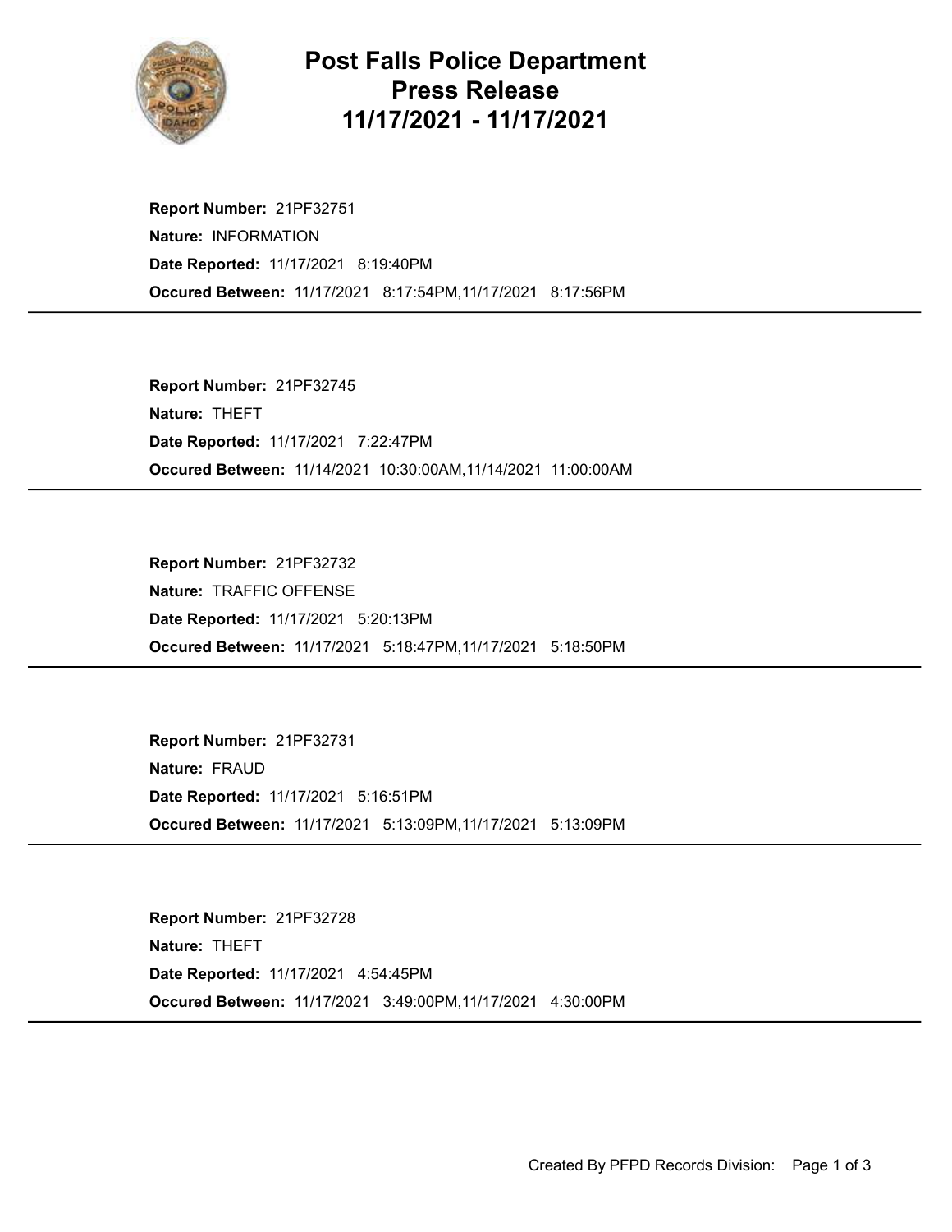# Post Falls Police Department Press Release 11/17/2021 - 11/17/2021

**Report Number:** 21PF32751
**Nature:** INFORMATION
**Date Reported:** 11/17/2021 8:19:40PM
**Occured Between:** 11/17/2021 8:17:54PM,11/17/2021 8:17:56PM

---

**Report Number:** 21PF32745
**Nature:** THEFT
**Date Reported:** 11/17/2021 7:22:47PM
**Occured Between:** 11/14/2021 10:30:00AM,11/14/2021 11:00:00AM

---

**Report Number:** 21PF32732
**Nature:** TRAFFIC OFFENSE
**Date Reported:** 11/17/2021 5:20:13PM
**Occured Between:** 11/17/2021 5:18:47PM,11/17/2021 5:18:50PM

---

**Report Number:** 21PF32731
**Nature:** FRAUD
**Date Reported:** 11/17/2021 5:16:51PM
**Occured Between:** 11/17/2021 5:13:09PM,11/17/2021 5:13:09PM

---

**Report Number:** 21PF32728
**Nature:** THEFT
**Date Reported:** 11/17/2021 4:54:45PM
**Occured Between:** 11/17/2021 3:49:00PM,11/17/2021 4:30:00PM

---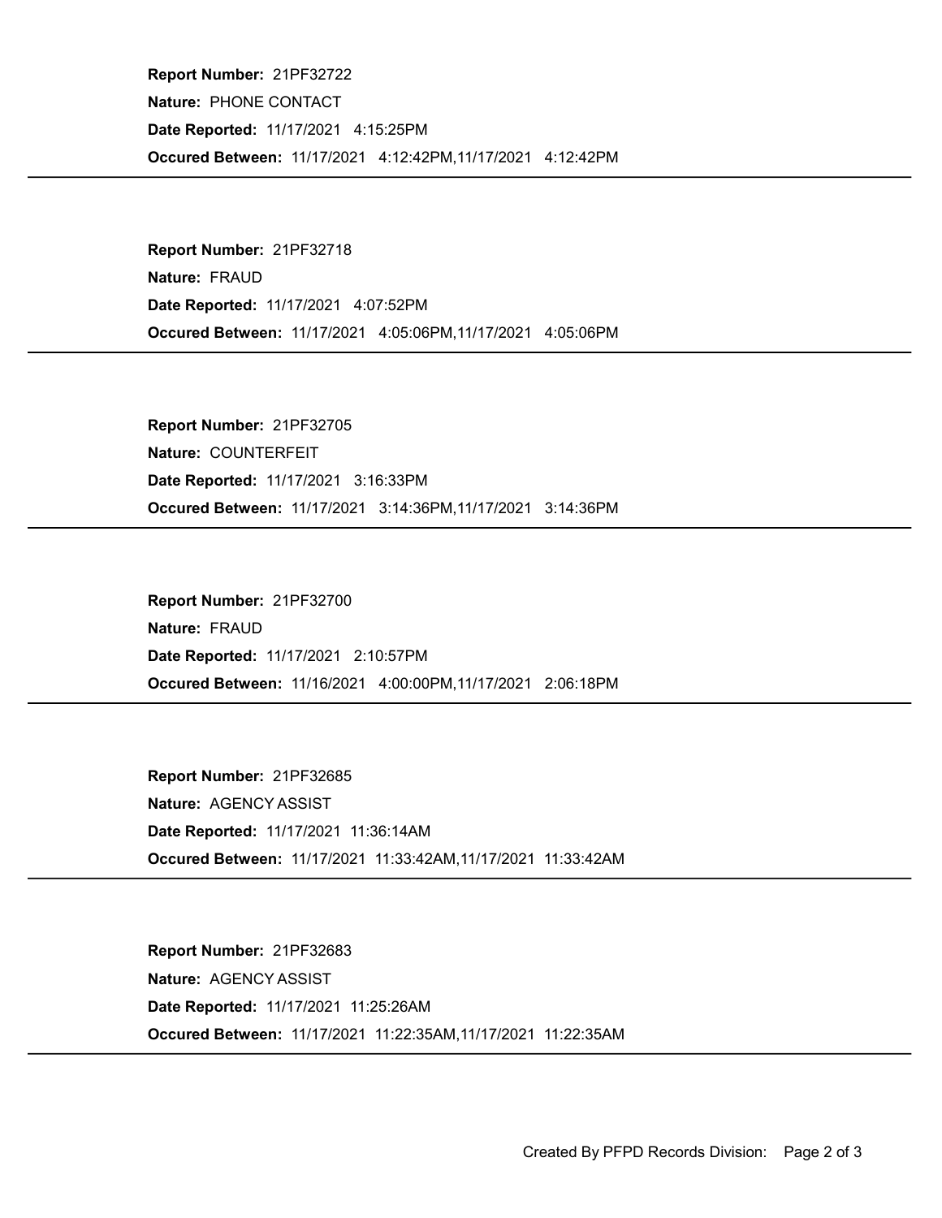**Report Number:** 21PF32722

**Nature:** PHONE CONTACT

**Date Reported:** 11/17/2021 4:15:25PM

**Occured Between:** 11/17/2021 4:12:42PM,11/17/2021 4:12:42PM

---

**Report Number:** 21PF32718

**Nature:** FRAUD

**Date Reported:** 11/17/2021 4:07:52PM

**Occured Between:** 11/17/2021 4:05:06PM,11/17/2021 4:05:06PM

---

**Report Number:** 21PF32705

**Nature:** COUNTERFEIT

**Date Reported:** 11/17/2021 3:16:33PM

**Occured Between:** 11/17/2021 3:14:36PM,11/17/2021 3:14:36PM

---

**Report Number:** 21PF32700

**Nature:** FRAUD

**Date Reported:** 11/17/2021 2:10:57PM

**Occured Between:** 11/16/2021 4:00:00PM,11/17/2021 2:06:18PM

---

**Report Number:** 21PF32685

**Nature:** AGENCY ASSIST

**Date Reported:** 11/17/2021 11:36:14AM

**Occured Between:** 11/17/2021 11:33:42AM,11/17/2021 11:33:42AM

---

**Report Number:** 21PF32683

**Nature:** AGENCY ASSIST

**Date Reported:** 11/17/2021 11:25:26AM

**Occured Between:** 11/17/2021 11:22:35AM,11/17/2021 11:22:35AM

---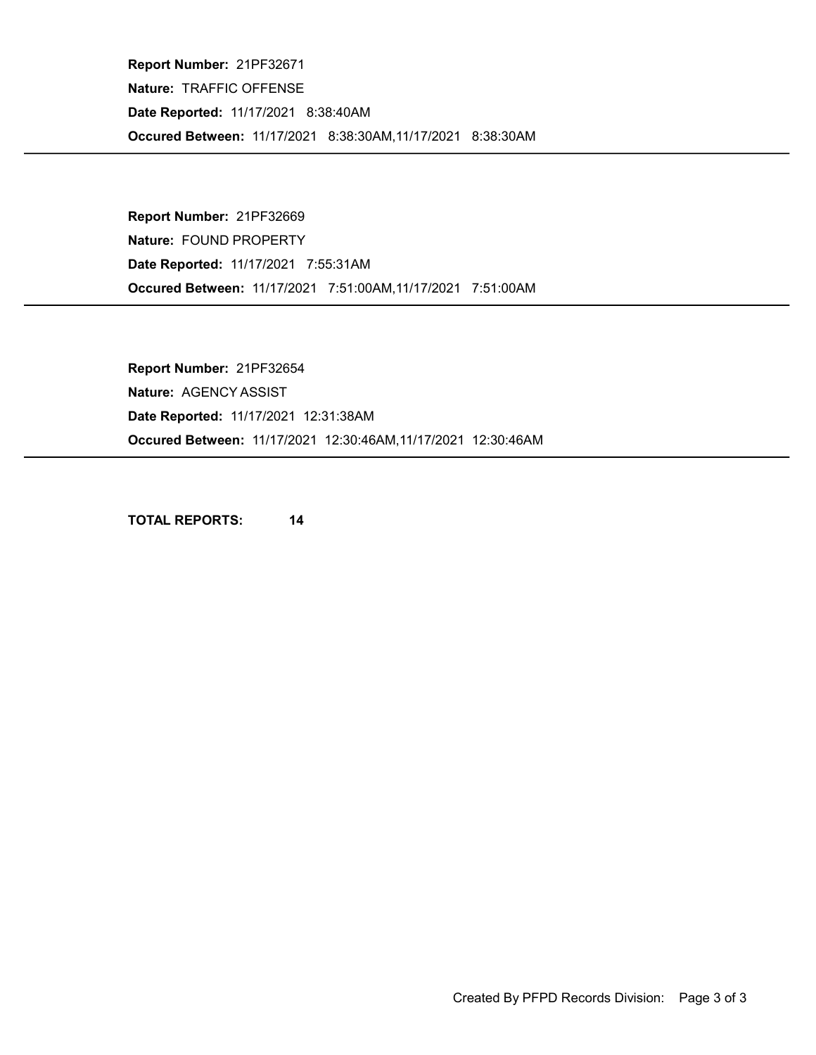**Report Number:** 21PF32671
**Nature:** TRAFFIC OFFENSE
**Date Reported:** 11/17/2021 8:38:40AM
**Occured Between:** 11/17/2021 8:38:30AM,11/17/2021 8:38:30AM

---

**Report Number:** 21PF32669
**Nature:** FOUND PROPERTY
**Date Reported:** 11/17/2021 7:55:31AM
**Occured Between:** 11/17/2021 7:51:00AM,11/17/2021 7:51:00AM

---

**Report Number:** 21PF32654
**Nature:** AGENCY ASSIST
**Date Reported:** 11/17/2021 12:31:38AM
**Occured Between:** 11/17/2021 12:30:46AM,11/17/2021 12:30:46AM

---

**TOTAL REPORTS: 14**